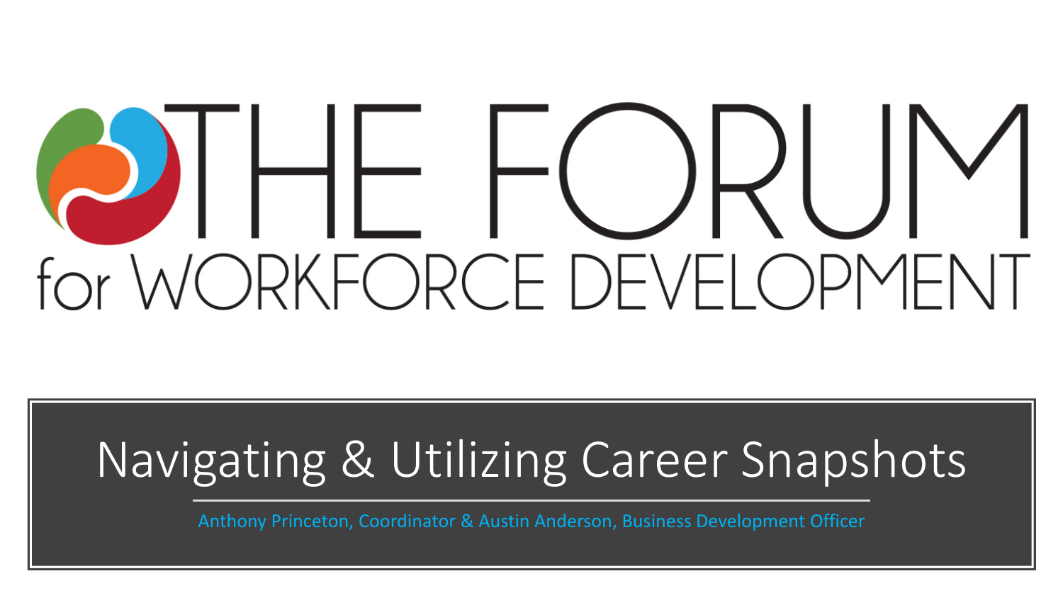# THE FORUM for WORKFORCE DEVELOPMENT

## Navigating & Utilizing Career Snapshots

Anthony Princeton, Coordinator & Austin Anderson, Business Development Officer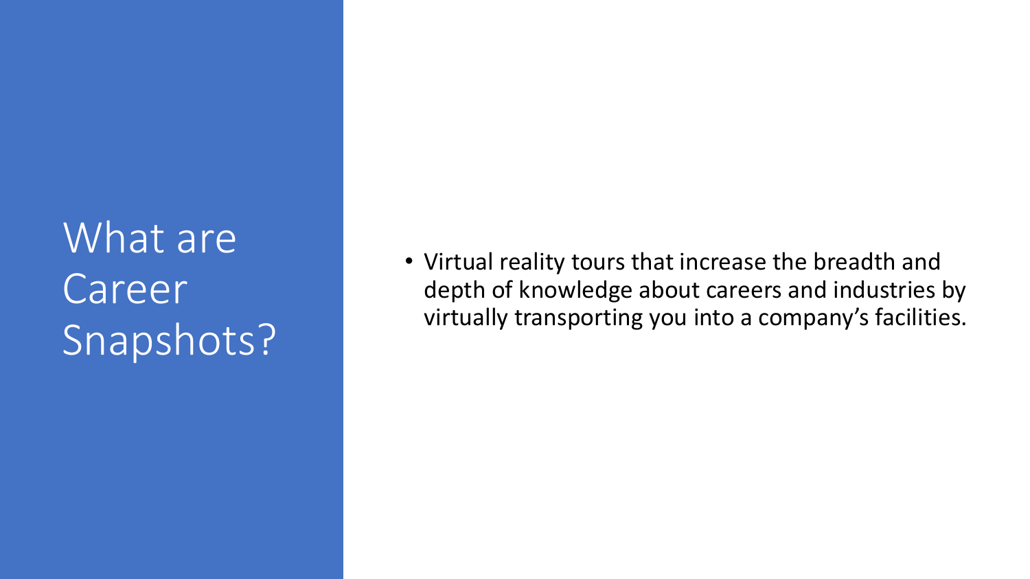# What are Career Snapshots?

- Virtual reality tours that increase the breadth and depth of knowledge about careers and industries by virtually transporting you into a company's facilities.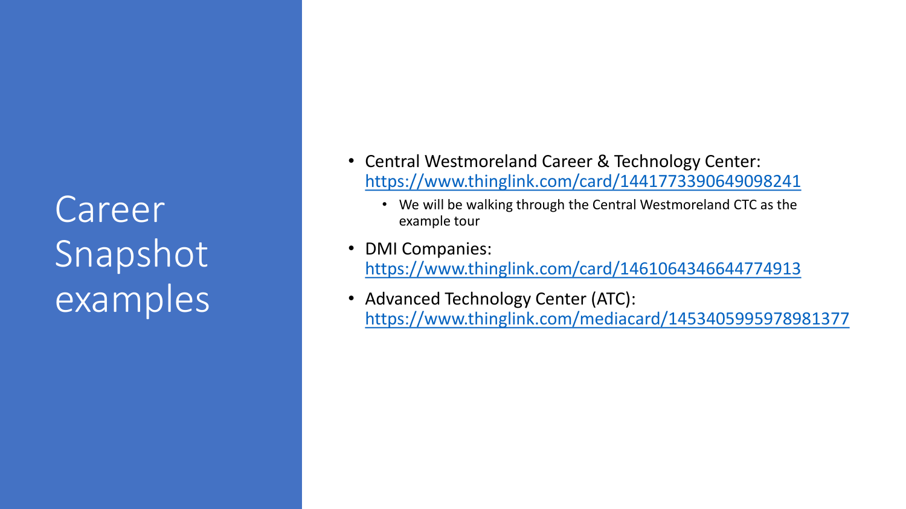# Career Snapshot examples

- Central Westmoreland Career & Technology Center: https://www.thinglink.com/card/1441773390649098241
  - We will be walking through the Central Westmoreland CTC as the example tour
- DMI Companies: https://www.thinglink.com/card/1461064346644774913
- Advanced Technology Center (ATC): https://www.thinglink.com/mediacard/1453405995978981377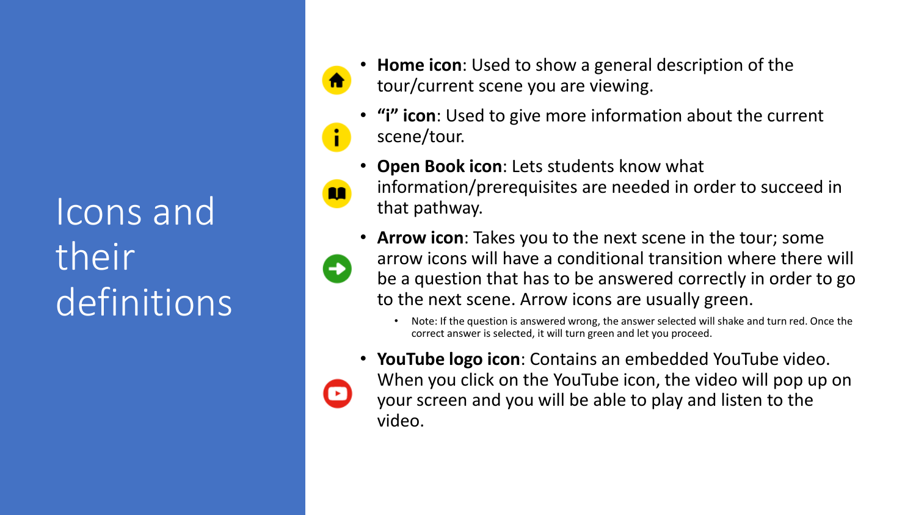# Icons and their definitions

- **Home icon**: Used to show a general description of the tour/current scene you are viewing.
- **"i" icon**: Used to give more information about the current scene/tour.
- **Open Book icon**: Lets students know what information/prerequisites are needed in order to succeed in that pathway.
- **Arrow icon**: Takes you to the next scene in the tour; some arrow icons will have a conditional transition where there will be a question that has to be answered correctly in order to go to the next scene. Arrow icons are usually green.
  - Note: If the question is answered wrong, the answer selected will shake and turn red. Once the correct answer is selected, it will turn green and let you proceed.
- **YouTube logo icon**: Contains an embedded YouTube video. When you click on the YouTube icon, the video will pop up on your screen and you will be able to play and listen to the video.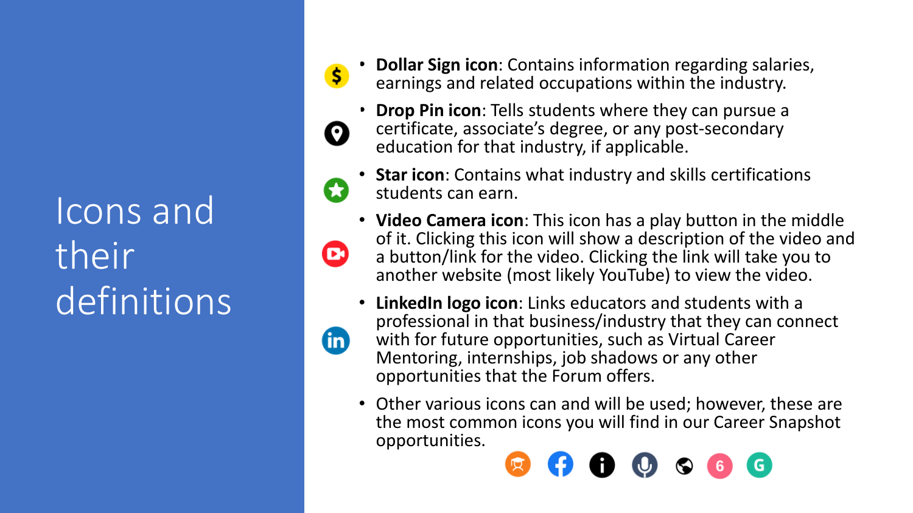# Icons and their definitions

- **Dollar Sign icon**: Contains information regarding salaries, earnings and related occupations within the industry.
- **Drop Pin icon**: Tells students where they can pursue a certificate, associate's degree, or any post-secondary education for that industry, if applicable.
- **Star icon**: Contains what industry and skills certifications students can earn.
- **Video Camera icon**: This icon has a play button in the middle of it. Clicking this icon will show a description of the video and a button/link for the video. Clicking the link will take you to another website (most likely YouTube) to view the video.
- **LinkedIn logo icon**: Links educators and students with a professional in that business/industry that they can connect with for future opportunities, such as Virtual Career Mentoring, internships, job shadows or any other opportunities that the Forum offers.
- Other various icons can and will be used; however, these are the most common icons you will find in our Career Snapshot opportunities.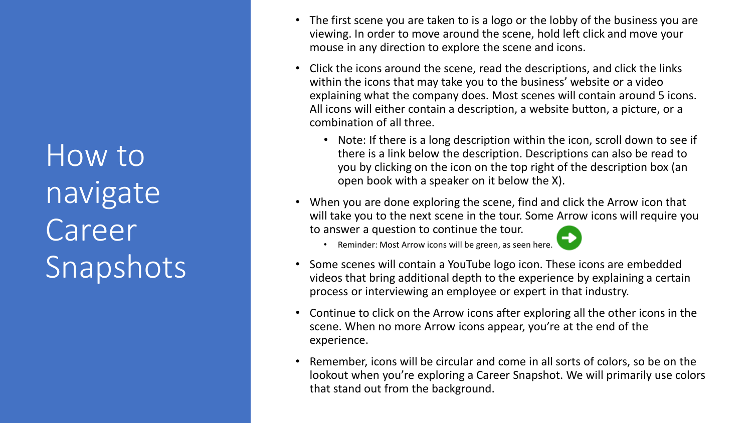# How to navigate Career Snapshots

- The first scene you are taken to is a logo or the lobby of the business you are viewing. In order to move around the scene, hold left click and move your mouse in any direction to explore the scene and icons.
- Click the icons around the scene, read the descriptions, and click the links within the icons that may take you to the business' website or a video explaining what the company does. Most scenes will contain around 5 icons. All icons will either contain a description, a website button, a picture, or a combination of all three.
  - Note: If there is a long description within the icon, scroll down to see if there is a link below the description. Descriptions can also be read to you by clicking on the icon on the top right of the description box (an open book with a speaker on it below the X).
- When you are done exploring the scene, find and click the Arrow icon that will take you to the next scene in the tour. Some Arrow icons will require you to answer a question to continue the tour.
  - Reminder: Most Arrow icons will be green, as seen here.
- Some scenes will contain a YouTube logo icon. These icons are embedded videos that bring additional depth to the experience by explaining a certain process or interviewing an employee or expert in that industry.
- Continue to click on the Arrow icons after exploring all the other icons in the scene. When no more Arrow icons appear, you're at the end of the experience.
- Remember, icons will be circular and come in all sorts of colors, so be on the lookout when you're exploring a Career Snapshot. We will primarily use colors that stand out from the background.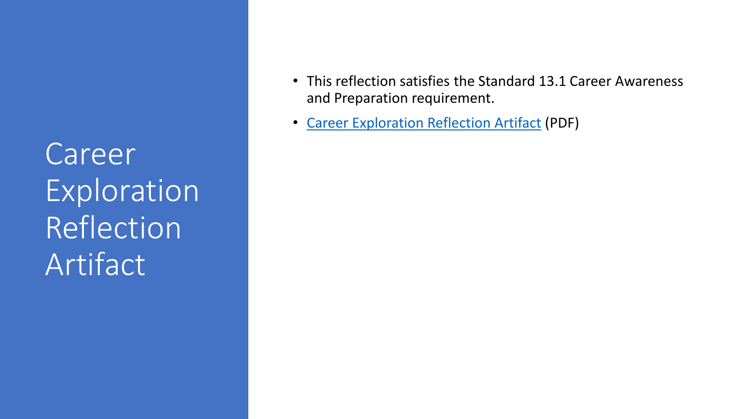# Career Exploration Reflection Artifact

- This reflection satisfies the Standard 13.1 Career Awareness and Preparation requirement.
- Career Exploration Reflection Artifact (PDF)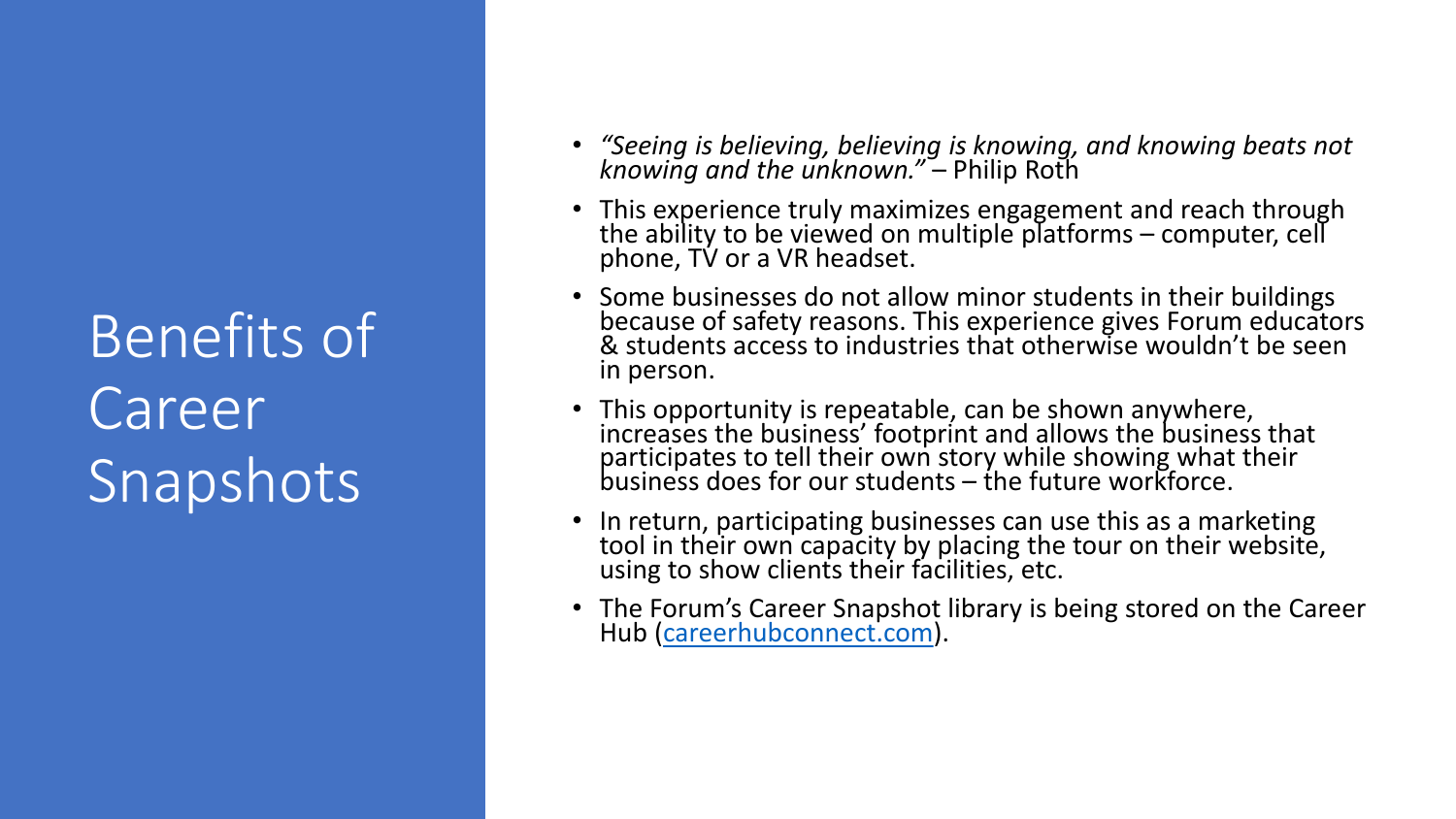# Benefits of Career Snapshots

- *"Seeing is believing, believing is knowing, and knowing beats not knowing and the unknown."* – Philip Roth
- This experience truly maximizes engagement and reach through the ability to be viewed on multiple platforms – computer, cell phone, TV or a VR headset.
- Some businesses do not allow minor students in their buildings because of safety reasons. This experience gives Forum educators & students access to industries that otherwise wouldn't be seen in person.
- This opportunity is repeatable, can be shown anywhere, increases the business' footprint and allows the business that participates to tell their own story while showing what their business does for our students – the future workforce.
- In return, participating businesses can use this as a marketing tool in their own capacity by placing the tour on their website, using to show clients their facilities, etc.
- The Forum's Career Snapshot library is being stored on the Career Hub ([careerhubconnect.com](careerhubconnect.com)).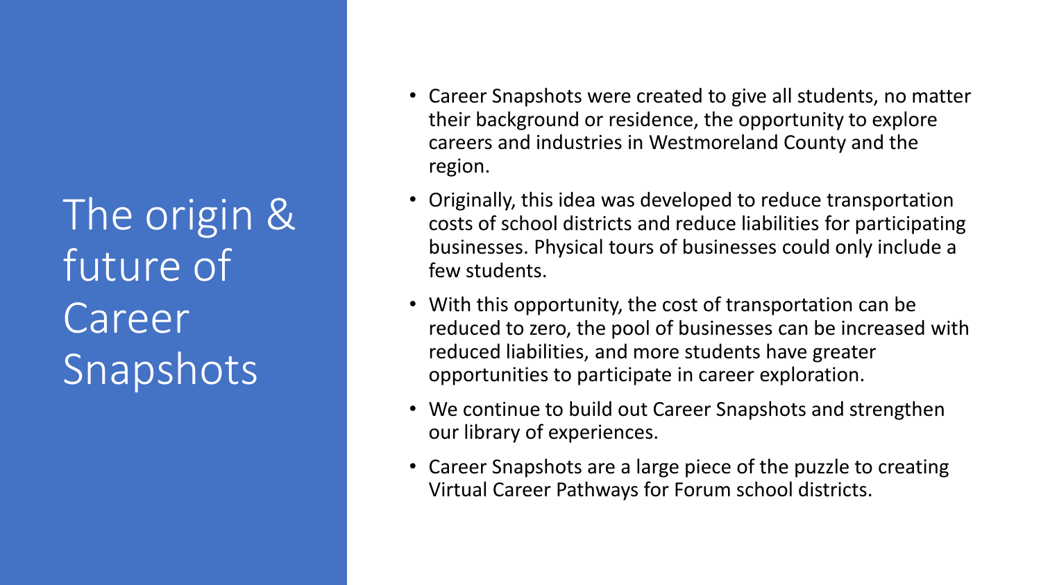# The origin & future of Career Snapshots

- Career Snapshots were created to give all students, no matter their background or residence, the opportunity to explore careers and industries in Westmoreland County and the region.
- Originally, this idea was developed to reduce transportation costs of school districts and reduce liabilities for participating businesses. Physical tours of businesses could only include a few students.
- With this opportunity, the cost of transportation can be reduced to zero, the pool of businesses can be increased with reduced liabilities, and more students have greater opportunities to participate in career exploration.
- We continue to build out Career Snapshots and strengthen our library of experiences.
- Career Snapshots are a large piece of the puzzle to creating Virtual Career Pathways for Forum school districts.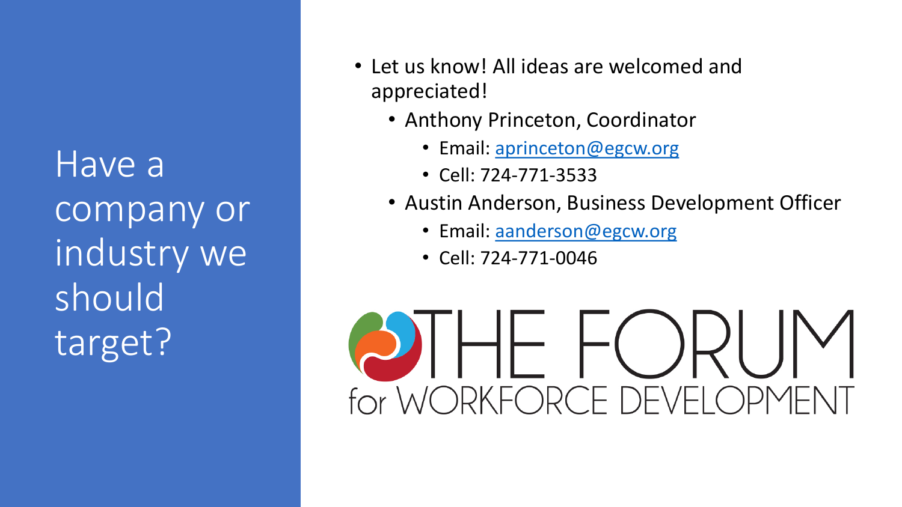# Have a company or industry we should target?

- Let us know! All ideas are welcomed and appreciated!
  - Anthony Princeton, Coordinator
    - Email: aprinceton@egcw.org
    - Cell: 724-771-3533
  - Austin Anderson, Business Development Officer
    - Email: aanderson@egcw.org
    - Cell: 724-771-0046

THE FORUM for WORKFORCE DEVELOPMENT